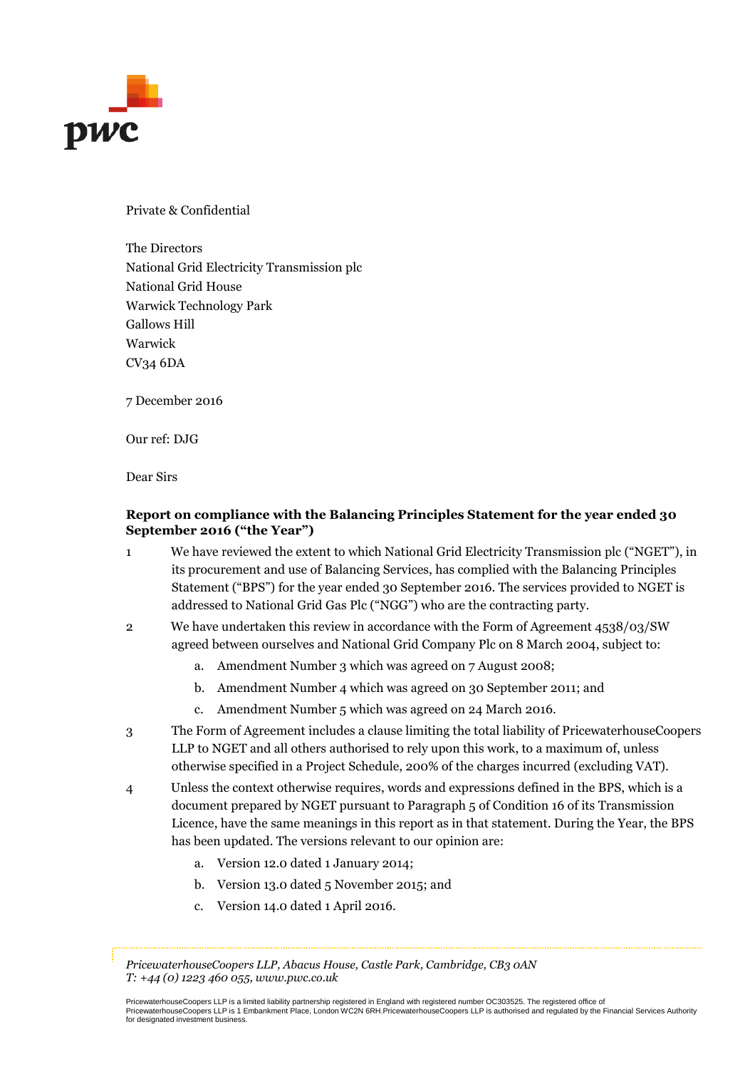Private & Confidential

The Directors
National Grid Electricity Transmission plc
National Grid House
Warwick Technology Park
Gallows Hill
Warwick
CV34 6DA

7 December 2016

Our ref: DJG

Dear Sirs

**Report on compliance with the Balancing Principles Statement for the year ended 30 September 2016 ("the Year")**

1. We have reviewed the extent to which National Grid Electricity Transmission plc ("NGET"), in its procurement and use of Balancing Services, has complied with the Balancing Principles Statement ("BPS") for the year ended 30 September 2016. The services provided to NGET is addressed to National Grid Gas Plc ("NGG") who are the contracting party.

2. We have undertaken this review in accordance with the Form of Agreement 4538/03/SW agreed between ourselves and National Grid Company Plc on 8 March 2004, subject to:
   a. Amendment Number 3 which was agreed on 7 August 2008;
   b. Amendment Number 4 which was agreed on 30 September 2011; and
   c. Amendment Number 5 which was agreed on 24 March 2016.

3. The Form of Agreement includes a clause limiting the total liability of PricewaterhouseCoopers LLP to NGET and all others authorised to rely upon this work, to a maximum of, unless otherwise specified in a Project Schedule, 200% of the charges incurred (excluding VAT).

4. Unless the context otherwise requires, words and expressions defined in the BPS, which is a document prepared by NGET pursuant to Paragraph 5 of Condition 16 of its Transmission Licence, have the same meanings in this report as in that statement. During the Year, the BPS has been updated. The versions relevant to our opinion are:
   a. Version 12.0 dated 1 January 2014;
   b. Version 13.0 dated 5 November 2015; and
   c. Version 14.0 dated 1 April 2016.

*PricewaterhouseCoopers LLP, Abacus House, Castle Park, Cambridge, CB3 0AN*
*T: +44 (0) 1223 460 055, www.pwc.co.uk*

PricewaterhouseCoopers LLP is a limited liability partnership registered in England with registered number OC303525. The registered office of PricewaterhouseCoopers LLP is 1 Embankment Place, London WC2N 6RH.PricewaterhouseCoopers LLP is authorised and regulated by the Financial Services Authority for designated investment business.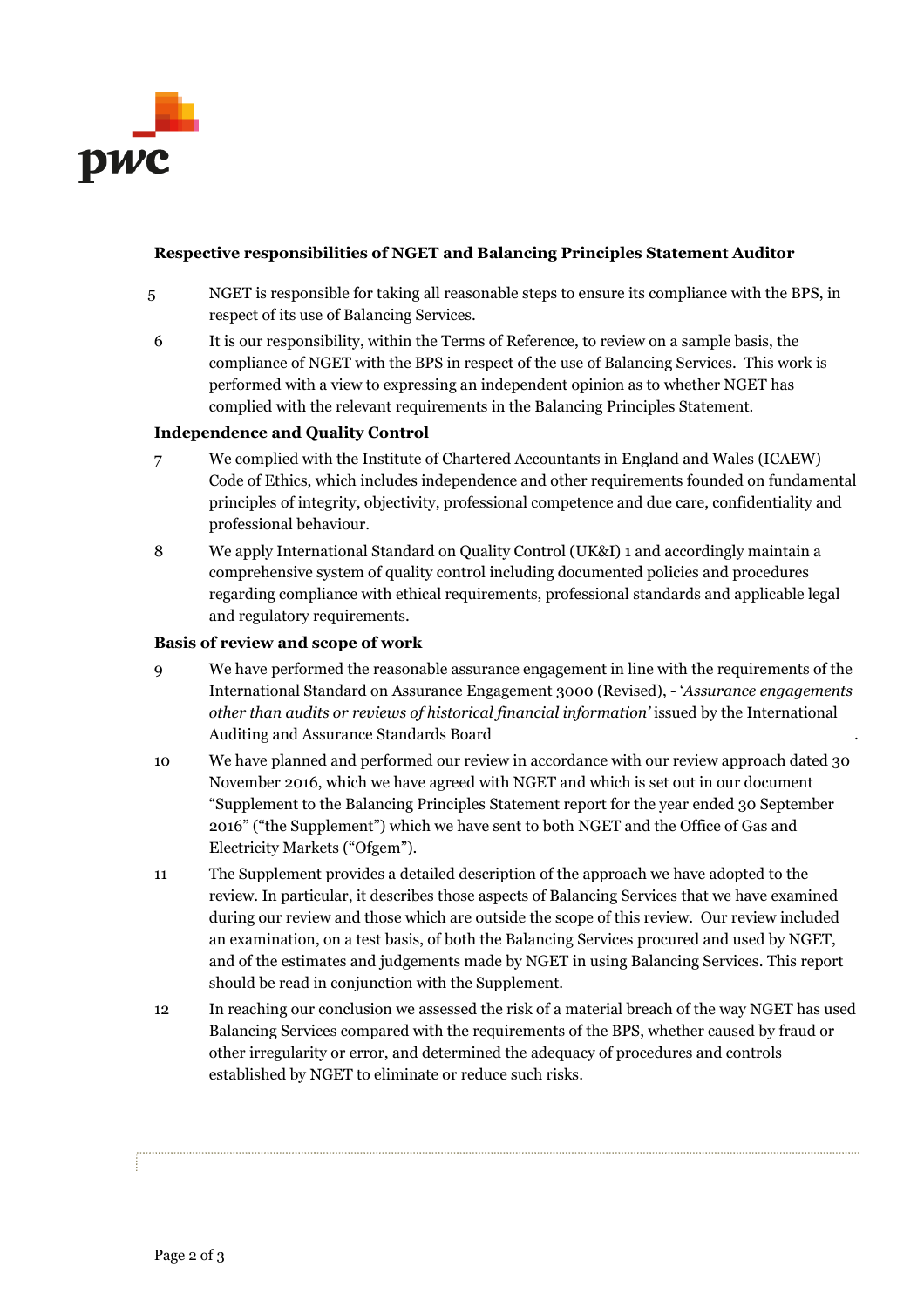**Respective responsibilities of NGET and Balancing Principles Statement Auditor**

5 NGET is responsible for taking all reasonable steps to ensure its compliance with the BPS, in respect of its use of Balancing Services.

6 It is our responsibility, within the Terms of Reference, to review on a sample basis, the compliance of NGET with the BPS in respect of the use of Balancing Services. This work is performed with a view to expressing an independent opinion as to whether NGET has complied with the relevant requirements in the Balancing Principles Statement.

**Independence and Quality Control**

7 We complied with the Institute of Chartered Accountants in England and Wales (ICAEW) Code of Ethics, which includes independence and other requirements founded on fundamental principles of integrity, objectivity, professional competence and due care, confidentiality and professional behaviour.

8 We apply International Standard on Quality Control (UK&I) 1 and accordingly maintain a comprehensive system of quality control including documented policies and procedures regarding compliance with ethical requirements, professional standards and applicable legal and regulatory requirements.

**Basis of review and scope of work**

9 We have performed the reasonable assurance engagement in line with the requirements of the International Standard on Assurance Engagement 3000 (Revised), - '*Assurance engagements other than audits or reviews of historical financial information'* issued by the International Auditing and Assurance Standards Board.

10 We have planned and performed our review in accordance with our review approach dated 30 November 2016, which we have agreed with NGET and which is set out in our document "Supplement to the Balancing Principles Statement report for the year ended 30 September 2016" ("the Supplement") which we have sent to both NGET and the Office of Gas and Electricity Markets ("Ofgem").

11 The Supplement provides a detailed description of the approach we have adopted to the review. In particular, it describes those aspects of Balancing Services that we have examined during our review and those which are outside the scope of this review. Our review included an examination, on a test basis, of both the Balancing Services procured and used by NGET, and of the estimates and judgements made by NGET in using Balancing Services. This report should be read in conjunction with the Supplement.

12 In reaching our conclusion we assessed the risk of a material breach of the way NGET has used Balancing Services compared with the requirements of the BPS, whether caused by fraud or other irregularity or error, and determined the adequacy of procedures and controls established by NGET to eliminate or reduce such risks.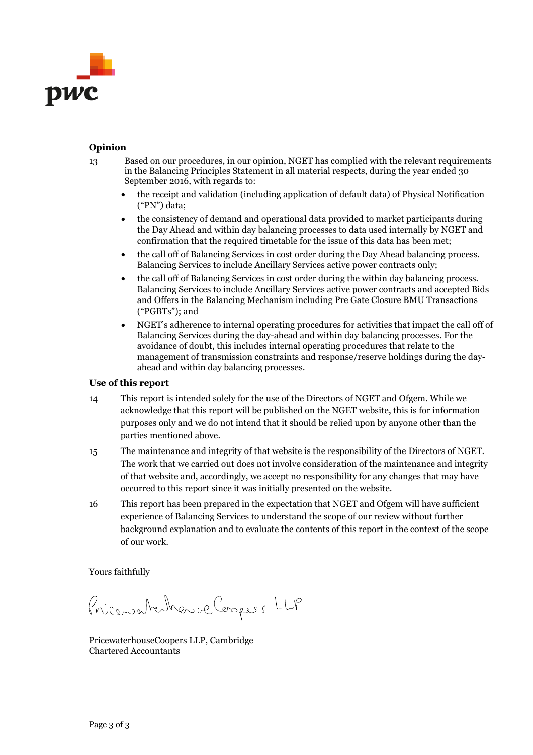**Opinion**

13 Based on our procedures, in our opinion, NGET has complied with the relevant requirements in the Balancing Principles Statement in all material respects, during the year ended 30 September 2016, with regards to:

- the receipt and validation (including application of default data) of Physical Notification ("PN") data;
- the consistency of demand and operational data provided to market participants during the Day Ahead and within day balancing processes to data used internally by NGET and confirmation that the required timetable for the issue of this data has been met;
- the call off of Balancing Services in cost order during the Day Ahead balancing process. Balancing Services to include Ancillary Services active power contracts only;
- the call off of Balancing Services in cost order during the within day balancing process. Balancing Services to include Ancillary Services active power contracts and accepted Bids and Offers in the Balancing Mechanism including Pre Gate Closure BMU Transactions ("PGBTs"); and
- NGET's adherence to internal operating procedures for activities that impact the call off of Balancing Services during the day-ahead and within day balancing processes. For the avoidance of doubt, this includes internal operating procedures that relate to the management of transmission constraints and response/reserve holdings during the day-ahead and within day balancing processes.

**Use of this report**

14 This report is intended solely for the use of the Directors of NGET and Ofgem. While we acknowledge that this report will be published on the NGET website, this is for information purposes only and we do not intend that it should be relied upon by anyone other than the parties mentioned above.

15 The maintenance and integrity of that website is the responsibility of the Directors of NGET. The work that we carried out does not involve consideration of the maintenance and integrity of that website and, accordingly, we accept no responsibility for any changes that may have occurred to this report since it was initially presented on the website.

16 This report has been prepared in the expectation that NGET and Ofgem will have sufficient experience of Balancing Services to understand the scope of our review without further background explanation and to evaluate the contents of this report in the context of the scope of our work.

Yours faithfully

PricewaterhouseCoopers LLP

PricewaterhouseCoopers LLP, Cambridge
Chartered Accountants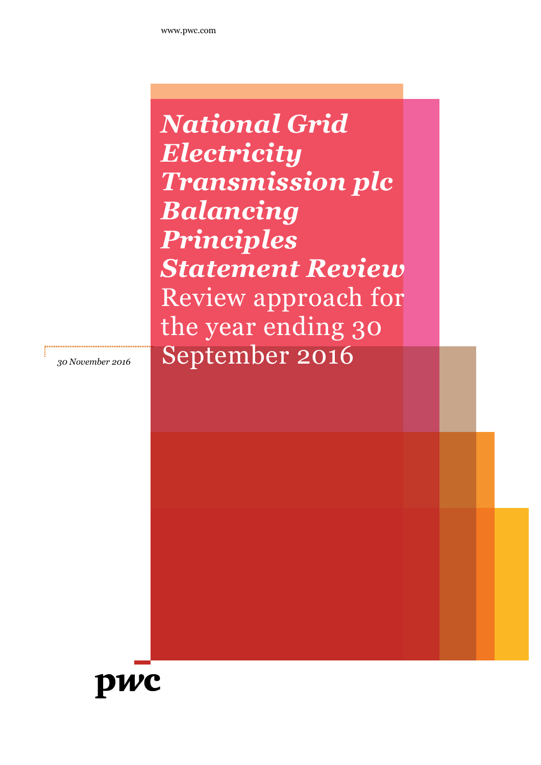www.pwc.com

# National Grid Electricity Transmission plc Balancing Principles Statement Review

Review approach for the year ending 30 September 2016

*30 November 2016*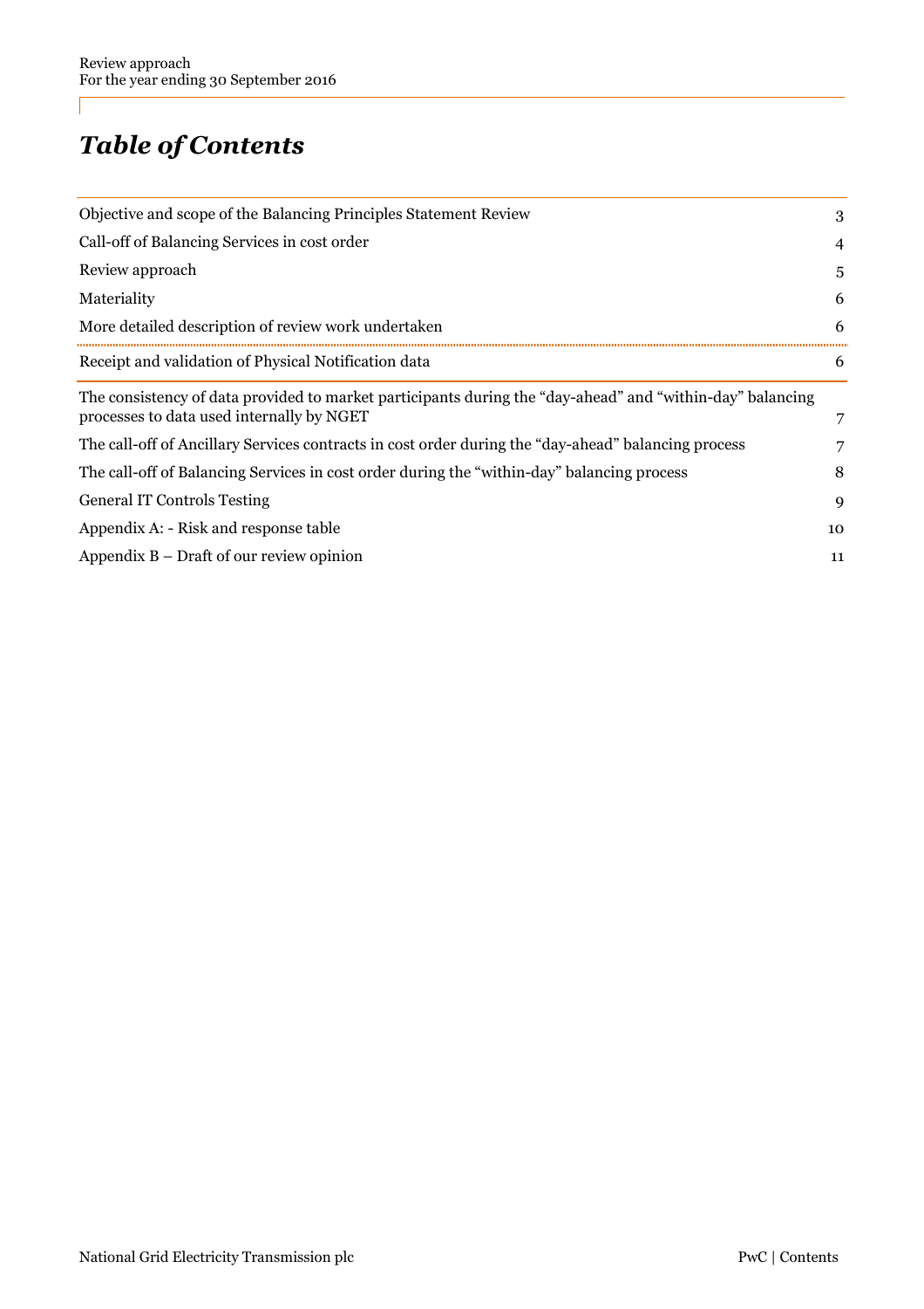# *Table of Contents*

| | |
|---|---|
| Objective and scope of the Balancing Principles Statement Review | 3 |
| Call-off of Balancing Services in cost order | 4 |
| Review approach | 5 |
| Materiality | 6 |
| More detailed description of review work undertaken | 6 |
| Receipt and validation of Physical Notification data | 6 |
| The consistency of data provided to market participants during the "day-ahead" and "within-day" balancing processes to data used internally by NGET | 7 |
| The call-off of Ancillary Services contracts in cost order during the "day-ahead" balancing process | 7 |
| The call-off of Balancing Services in cost order during the "within-day" balancing process | 8 |
| General IT Controls Testing | 9 |
| Appendix A: - Risk and response table | 10 |
| Appendix B – Draft of our review opinion | 11 |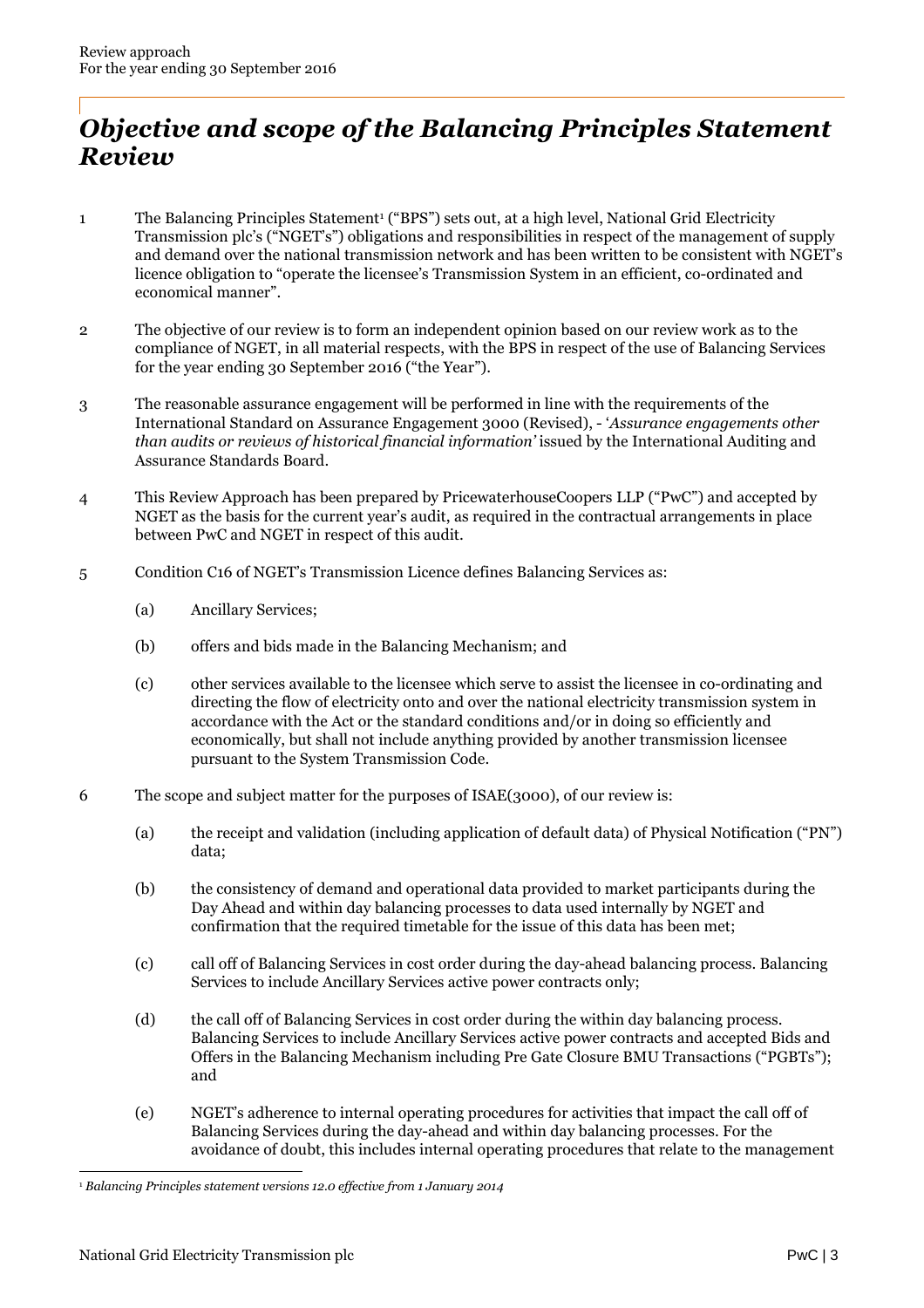# *Objective and scope of the Balancing Principles Statement Review*

1 The Balancing Principles Statement[1] ("BPS") sets out, at a high level, National Grid Electricity Transmission plc's ("NGET's") obligations and responsibilities in respect of the management of supply and demand over the national transmission network and has been written to be consistent with NGET's licence obligation to "operate the licensee's Transmission System in an efficient, co-ordinated and economical manner".

2 The objective of our review is to form an independent opinion based on our review work as to the compliance of NGET, in all material respects, with the BPS in respect of the use of Balancing Services for the year ending 30 September 2016 ("the Year").

3 The reasonable assurance engagement will be performed in line with the requirements of the International Standard on Assurance Engagement 3000 (Revised), - '*Assurance engagements other than audits or reviews of historical financial information'* issued by the International Auditing and Assurance Standards Board.

4 This Review Approach has been prepared by PricewaterhouseCoopers LLP ("PwC") and accepted by NGET as the basis for the current year's audit, as required in the contractual arrangements in place between PwC and NGET in respect of this audit.

5 Condition C16 of NGET's Transmission Licence defines Balancing Services as:

(a) Ancillary Services;

(b) offers and bids made in the Balancing Mechanism; and

(c) other services available to the licensee which serve to assist the licensee in co-ordinating and directing the flow of electricity onto and over the national electricity transmission system in accordance with the Act or the standard conditions and/or in doing so efficiently and economically, but shall not include anything provided by another transmission licensee pursuant to the System Transmission Code.

6 The scope and subject matter for the purposes of ISAE(3000), of our review is:

(a) the receipt and validation (including application of default data) of Physical Notification ("PN") data;

(b) the consistency of demand and operational data provided to market participants during the Day Ahead and within day balancing processes to data used internally by NGET and confirmation that the required timetable for the issue of this data has been met;

(c) call off of Balancing Services in cost order during the day-ahead balancing process. Balancing Services to include Ancillary Services active power contracts only;

(d) the call off of Balancing Services in cost order during the within day balancing process. Balancing Services to include Ancillary Services active power contracts and accepted Bids and Offers in the Balancing Mechanism including Pre Gate Closure BMU Transactions ("PGBTs"); and

(e) NGET's adherence to internal operating procedures for activities that impact the call off of Balancing Services during the day-ahead and within day balancing processes. For the avoidance of doubt, this includes internal operating procedures that relate to the management

[1] *Balancing Principles statement versions 12.0 effective from 1 January 2014*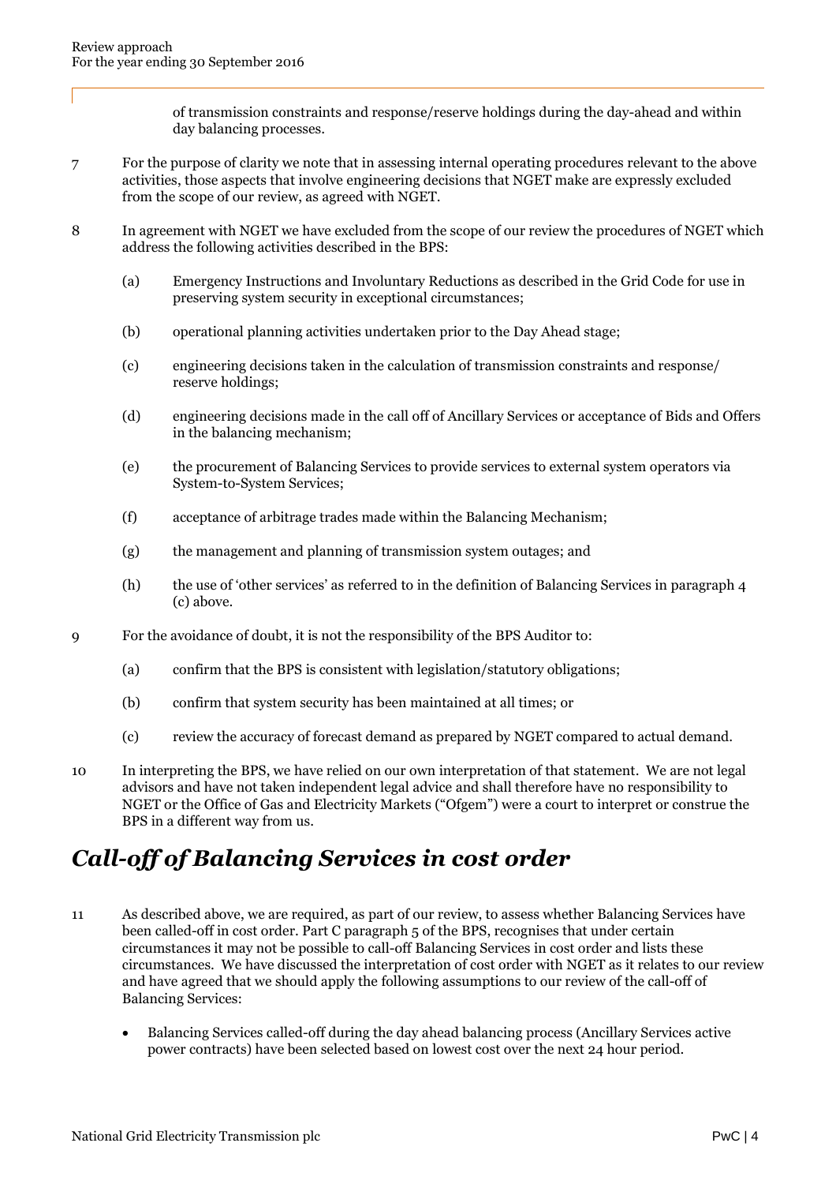of transmission constraints and response/reserve holdings during the day-ahead and within day balancing processes.

7 For the purpose of clarity we note that in assessing internal operating procedures relevant to the above activities, those aspects that involve engineering decisions that NGET make are expressly excluded from the scope of our review, as agreed with NGET.

8 In agreement with NGET we have excluded from the scope of our review the procedures of NGET which address the following activities described in the BPS:

(a) Emergency Instructions and Involuntary Reductions as described in the Grid Code for use in preserving system security in exceptional circumstances;

(b) operational planning activities undertaken prior to the Day Ahead stage;

(c) engineering decisions taken in the calculation of transmission constraints and response/ reserve holdings;

(d) engineering decisions made in the call off of Ancillary Services or acceptance of Bids and Offers in the balancing mechanism;

(e) the procurement of Balancing Services to provide services to external system operators via System-to-System Services;

(f) acceptance of arbitrage trades made within the Balancing Mechanism;

(g) the management and planning of transmission system outages; and

(h) the use of 'other services' as referred to in the definition of Balancing Services in paragraph 4 (c) above.

9 For the avoidance of doubt, it is not the responsibility of the BPS Auditor to:

(a) confirm that the BPS is consistent with legislation/statutory obligations;

(b) confirm that system security has been maintained at all times; or

(c) review the accuracy of forecast demand as prepared by NGET compared to actual demand.

10 In interpreting the BPS, we have relied on our own interpretation of that statement. We are not legal advisors and have not taken independent legal advice and shall therefore have no responsibility to NGET or the Office of Gas and Electricity Markets ("Ofgem") were a court to interpret or construe the BPS in a different way from us.

## *Call-off of Balancing Services in cost order*

11 As described above, we are required, as part of our review, to assess whether Balancing Services have been called-off in cost order. Part C paragraph 5 of the BPS, recognises that under certain circumstances it may not be possible to call-off Balancing Services in cost order and lists these circumstances. We have discussed the interpretation of cost order with NGET as it relates to our review and have agreed that we should apply the following assumptions to our review of the call-off of Balancing Services:

- Balancing Services called-off during the day ahead balancing process (Ancillary Services active power contracts) have been selected based on lowest cost over the next 24 hour period.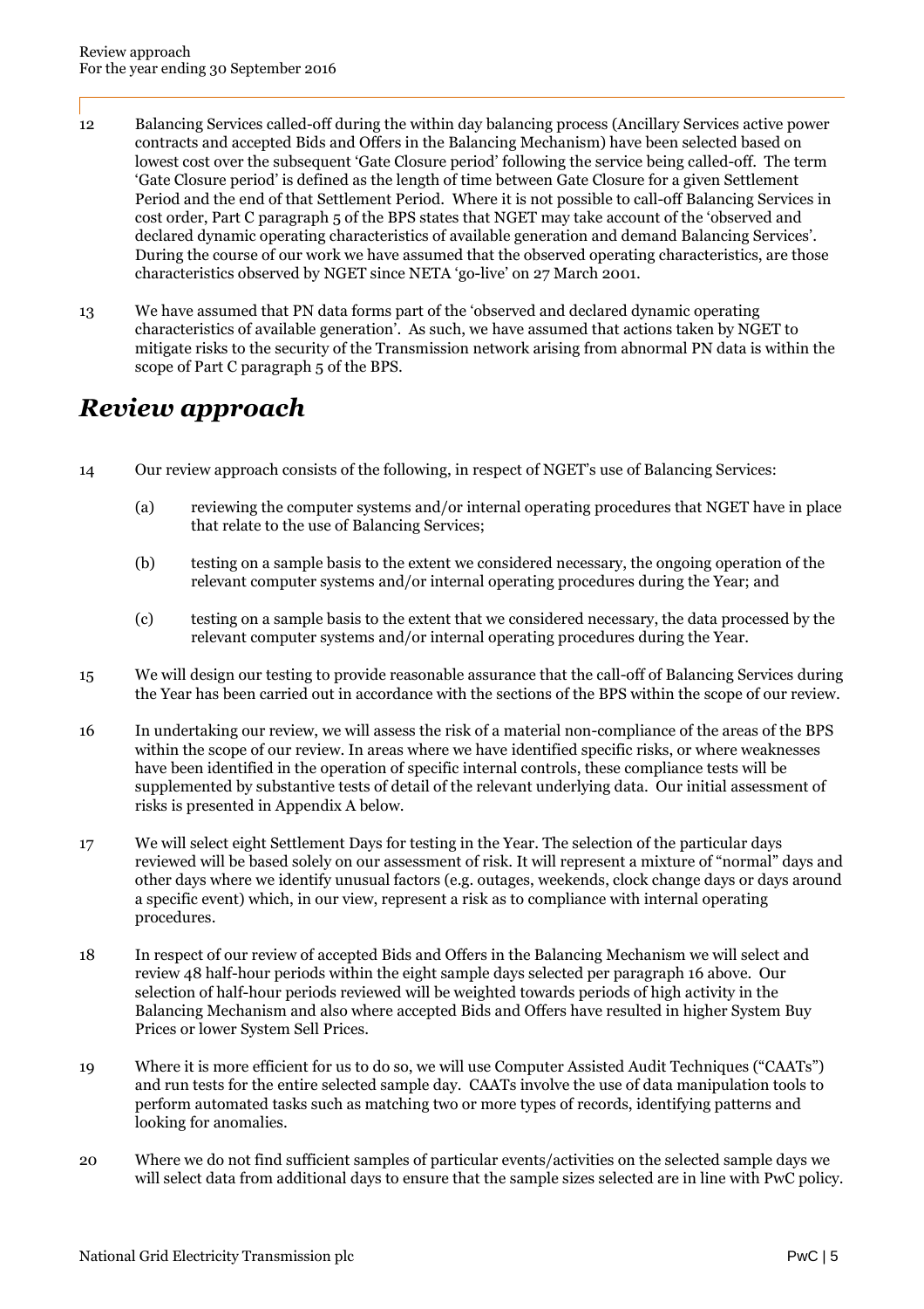12 Balancing Services called-off during the within day balancing process (Ancillary Services active power contracts and accepted Bids and Offers in the Balancing Mechanism) have been selected based on lowest cost over the subsequent 'Gate Closure period' following the service being called-off. The term 'Gate Closure period' is defined as the length of time between Gate Closure for a given Settlement Period and the end of that Settlement Period. Where it is not possible to call-off Balancing Services in cost order, Part C paragraph 5 of the BPS states that NGET may take account of the 'observed and declared dynamic operating characteristics of available generation and demand Balancing Services'. During the course of our work we have assumed that the observed operating characteristics, are those characteristics observed by NGET since NETA 'go-live' on 27 March 2001.

13 We have assumed that PN data forms part of the 'observed and declared dynamic operating characteristics of available generation'. As such, we have assumed that actions taken by NGET to mitigate risks to the security of the Transmission network arising from abnormal PN data is within the scope of Part C paragraph 5 of the BPS.

## *Review approach*

14 Our review approach consists of the following, in respect of NGET's use of Balancing Services:

(a) reviewing the computer systems and/or internal operating procedures that NGET have in place that relate to the use of Balancing Services;

(b) testing on a sample basis to the extent we considered necessary, the ongoing operation of the relevant computer systems and/or internal operating procedures during the Year; and

(c) testing on a sample basis to the extent that we considered necessary, the data processed by the relevant computer systems and/or internal operating procedures during the Year.

15 We will design our testing to provide reasonable assurance that the call-off of Balancing Services during the Year has been carried out in accordance with the sections of the BPS within the scope of our review.

16 In undertaking our review, we will assess the risk of a material non-compliance of the areas of the BPS within the scope of our review. In areas where we have identified specific risks, or where weaknesses have been identified in the operation of specific internal controls, these compliance tests will be supplemented by substantive tests of detail of the relevant underlying data. Our initial assessment of risks is presented in Appendix A below.

17 We will select eight Settlement Days for testing in the Year. The selection of the particular days reviewed will be based solely on our assessment of risk. It will represent a mixture of "normal" days and other days where we identify unusual factors (e.g. outages, weekends, clock change days or days around a specific event) which, in our view, represent a risk as to compliance with internal operating procedures.

18 In respect of our review of accepted Bids and Offers in the Balancing Mechanism we will select and review 48 half-hour periods within the eight sample days selected per paragraph 16 above. Our selection of half-hour periods reviewed will be weighted towards periods of high activity in the Balancing Mechanism and also where accepted Bids and Offers have resulted in higher System Buy Prices or lower System Sell Prices.

19 Where it is more efficient for us to do so, we will use Computer Assisted Audit Techniques ("CAATs") and run tests for the entire selected sample day. CAATs involve the use of data manipulation tools to perform automated tasks such as matching two or more types of records, identifying patterns and looking for anomalies.

20 Where we do not find sufficient samples of particular events/activities on the selected sample days we will select data from additional days to ensure that the sample sizes selected are in line with PwC policy.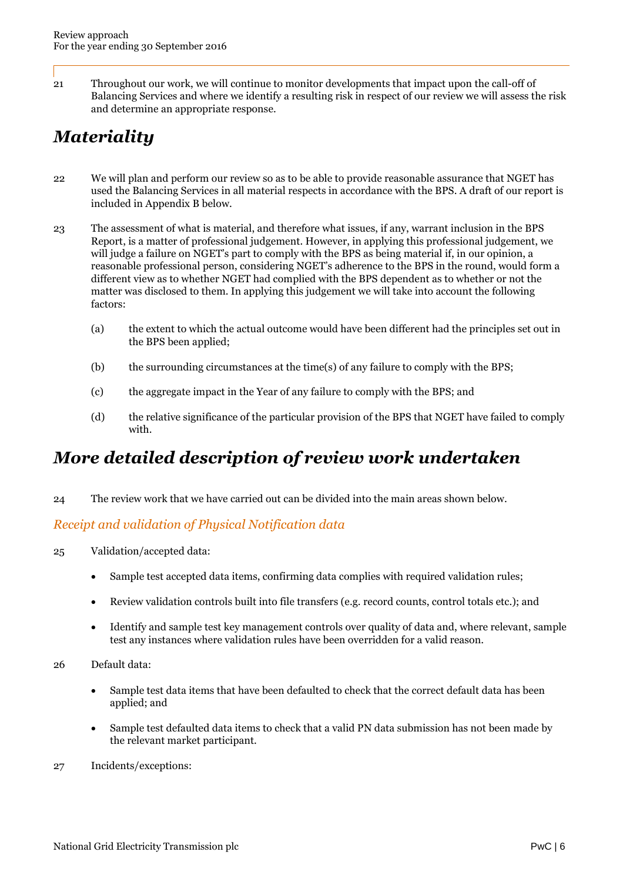21 Throughout our work, we will continue to monitor developments that impact upon the call-off of Balancing Services and where we identify a resulting risk in respect of our review we will assess the risk and determine an appropriate response.

## *Materiality*

22 We will plan and perform our review so as to be able to provide reasonable assurance that NGET has used the Balancing Services in all material respects in accordance with the BPS. A draft of our report is included in Appendix B below.

23 The assessment of what is material, and therefore what issues, if any, warrant inclusion in the BPS Report, is a matter of professional judgement. However, in applying this professional judgement, we will judge a failure on NGET's part to comply with the BPS as being material if, in our opinion, a reasonable professional person, considering NGET's adherence to the BPS in the round, would form a different view as to whether NGET had complied with the BPS dependent as to whether or not the matter was disclosed to them. In applying this judgement we will take into account the following factors:

(a) the extent to which the actual outcome would have been different had the principles set out in the BPS been applied;

(b) the surrounding circumstances at the time(s) of any failure to comply with the BPS;

(c) the aggregate impact in the Year of any failure to comply with the BPS; and

(d) the relative significance of the particular provision of the BPS that NGET have failed to comply with.

## *More detailed description of review work undertaken*

24 The review work that we have carried out can be divided into the main areas shown below.

### *Receipt and validation of Physical Notification data*

25 Validation/accepted data:

- Sample test accepted data items, confirming data complies with required validation rules;
- Review validation controls built into file transfers (e.g. record counts, control totals etc.); and
- Identify and sample test key management controls over quality of data and, where relevant, sample test any instances where validation rules have been overridden for a valid reason.

26 Default data:

- Sample test data items that have been defaulted to check that the correct default data has been applied; and
- Sample test defaulted data items to check that a valid PN data submission has not been made by the relevant market participant.

27 Incidents/exceptions: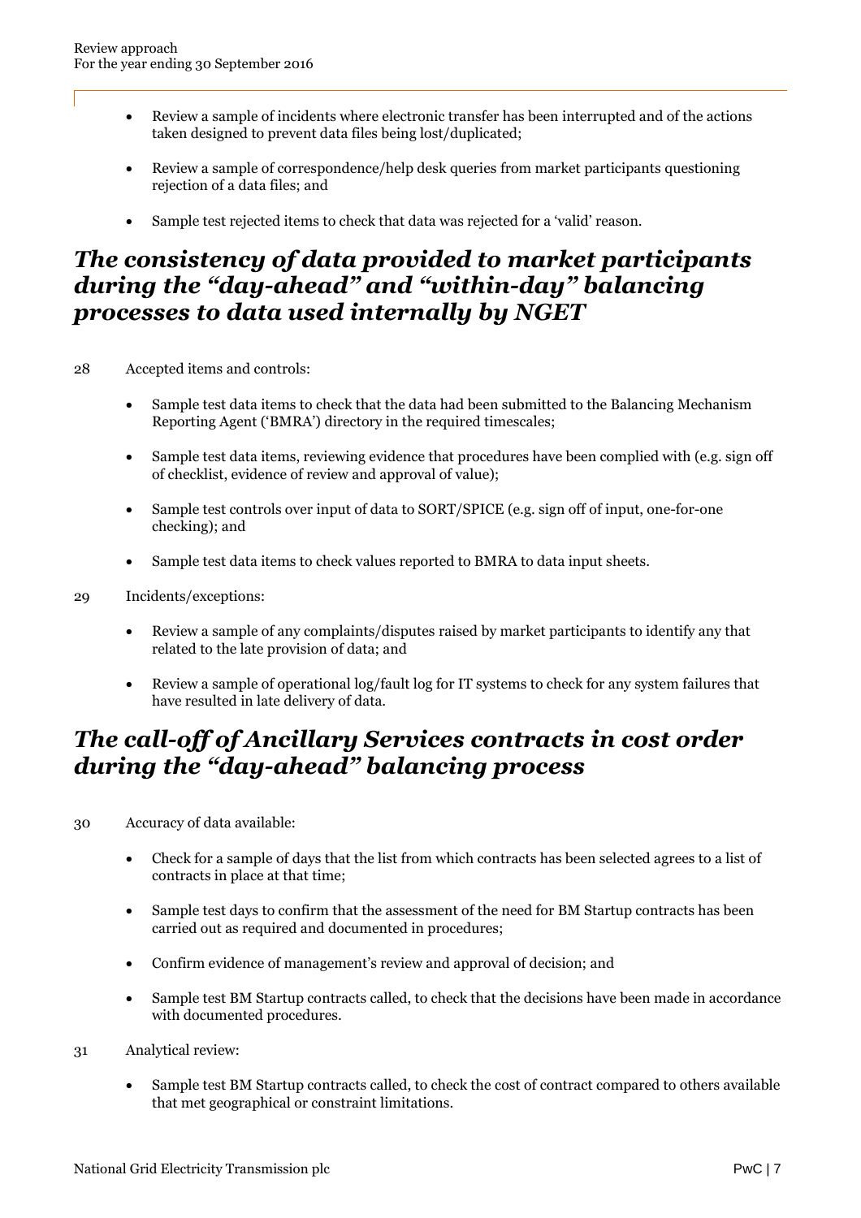- Review a sample of incidents where electronic transfer has been interrupted and of the actions taken designed to prevent data files being lost/duplicated;
- Review a sample of correspondence/help desk queries from market participants questioning rejection of a data files; and
- Sample test rejected items to check that data was rejected for a 'valid' reason.

## *The consistency of data provided to market participants during the "day-ahead" and "within-day" balancing processes to data used internally by NGET*

28 Accepted items and controls:

- Sample test data items to check that the data had been submitted to the Balancing Mechanism Reporting Agent ('BMRA') directory in the required timescales;
- Sample test data items, reviewing evidence that procedures have been complied with (e.g. sign off of checklist, evidence of review and approval of value);
- Sample test controls over input of data to SORT/SPICE (e.g. sign off of input, one-for-one checking); and
- Sample test data items to check values reported to BMRA to data input sheets.

29 Incidents/exceptions:

- Review a sample of any complaints/disputes raised by market participants to identify any that related to the late provision of data; and
- Review a sample of operational log/fault log for IT systems to check for any system failures that have resulted in late delivery of data.

## *The call-off of Ancillary Services contracts in cost order during the "day-ahead" balancing process*

30 Accuracy of data available:

- Check for a sample of days that the list from which contracts has been selected agrees to a list of contracts in place at that time;
- Sample test days to confirm that the assessment of the need for BM Startup contracts has been carried out as required and documented in procedures;
- Confirm evidence of management's review and approval of decision; and
- Sample test BM Startup contracts called, to check that the decisions have been made in accordance with documented procedures.

31 Analytical review:

- Sample test BM Startup contracts called, to check the cost of contract compared to others available that met geographical or constraint limitations.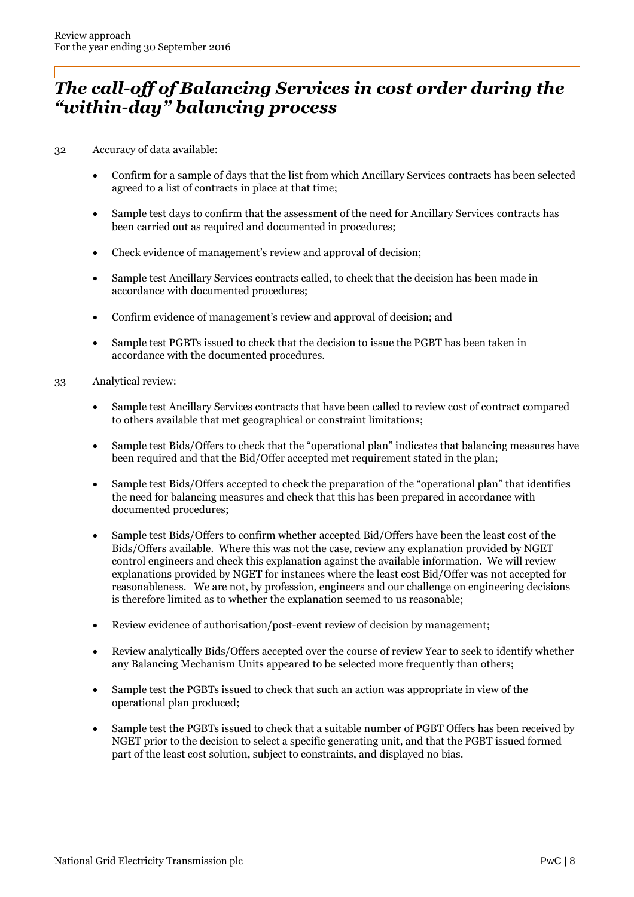## *The call-off of Balancing Services in cost order during the "within-day" balancing process*

32 Accuracy of data available:

- Confirm for a sample of days that the list from which Ancillary Services contracts has been selected agreed to a list of contracts in place at that time;
- Sample test days to confirm that the assessment of the need for Ancillary Services contracts has been carried out as required and documented in procedures;
- Check evidence of management's review and approval of decision;
- Sample test Ancillary Services contracts called, to check that the decision has been made in accordance with documented procedures;
- Confirm evidence of management's review and approval of decision; and
- Sample test PGBTs issued to check that the decision to issue the PGBT has been taken in accordance with the documented procedures.

33 Analytical review:

- Sample test Ancillary Services contracts that have been called to review cost of contract compared to others available that met geographical or constraint limitations;
- Sample test Bids/Offers to check that the "operational plan" indicates that balancing measures have been required and that the Bid/Offer accepted met requirement stated in the plan;
- Sample test Bids/Offers accepted to check the preparation of the "operational plan" that identifies the need for balancing measures and check that this has been prepared in accordance with documented procedures;
- Sample test Bids/Offers to confirm whether accepted Bid/Offers have been the least cost of the Bids/Offers available. Where this was not the case, review any explanation provided by NGET control engineers and check this explanation against the available information. We will review explanations provided by NGET for instances where the least cost Bid/Offer was not accepted for reasonableness. We are not, by profession, engineers and our challenge on engineering decisions is therefore limited as to whether the explanation seemed to us reasonable;
- Review evidence of authorisation/post-event review of decision by management;
- Review analytically Bids/Offers accepted over the course of review Year to seek to identify whether any Balancing Mechanism Units appeared to be selected more frequently than others;
- Sample test the PGBTs issued to check that such an action was appropriate in view of the operational plan produced;
- Sample test the PGBTs issued to check that a suitable number of PGBT Offers has been received by NGET prior to the decision to select a specific generating unit, and that the PGBT issued formed part of the least cost solution, subject to constraints, and displayed no bias.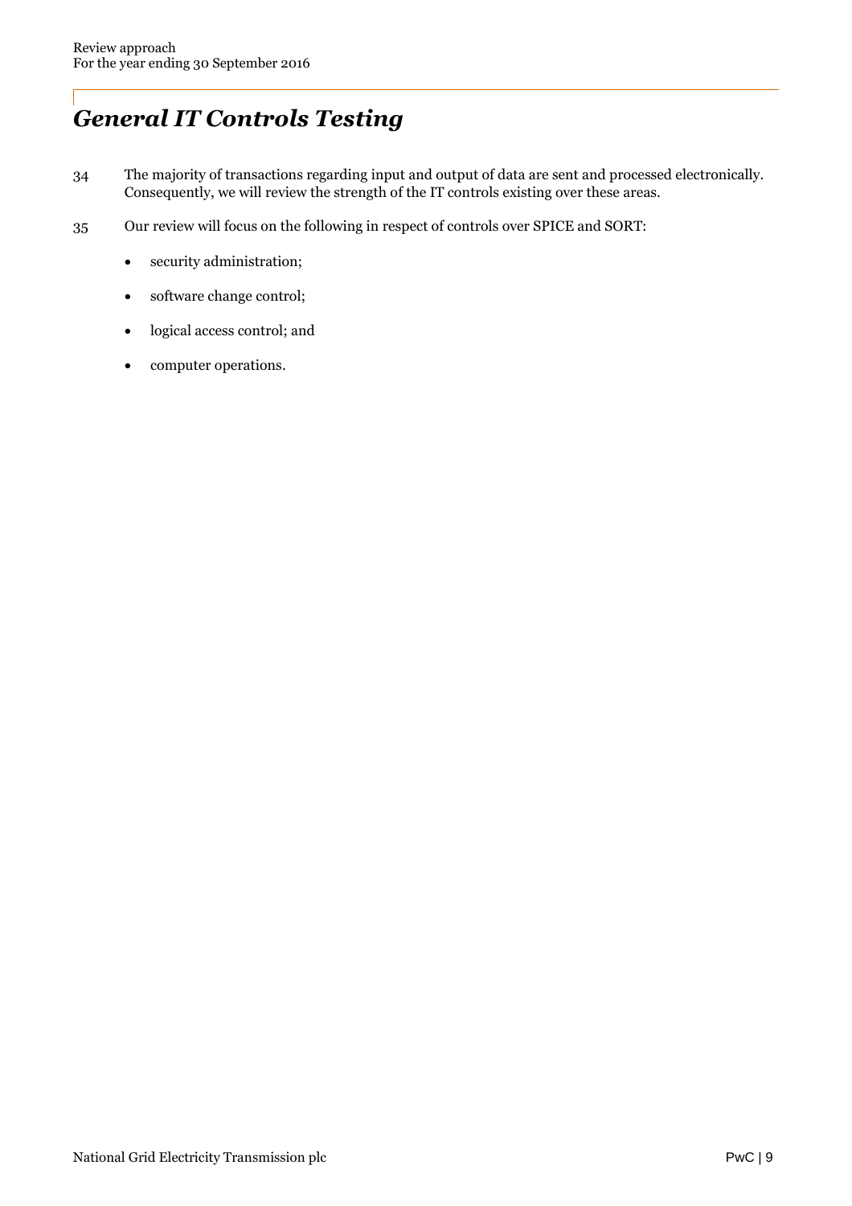# *General IT Controls Testing*

34 The majority of transactions regarding input and output of data are sent and processed electronically. Consequently, we will review the strength of the IT controls existing over these areas.

35 Our review will focus on the following in respect of controls over SPICE and SORT:

- security administration;
- software change control;
- logical access control; and
- computer operations.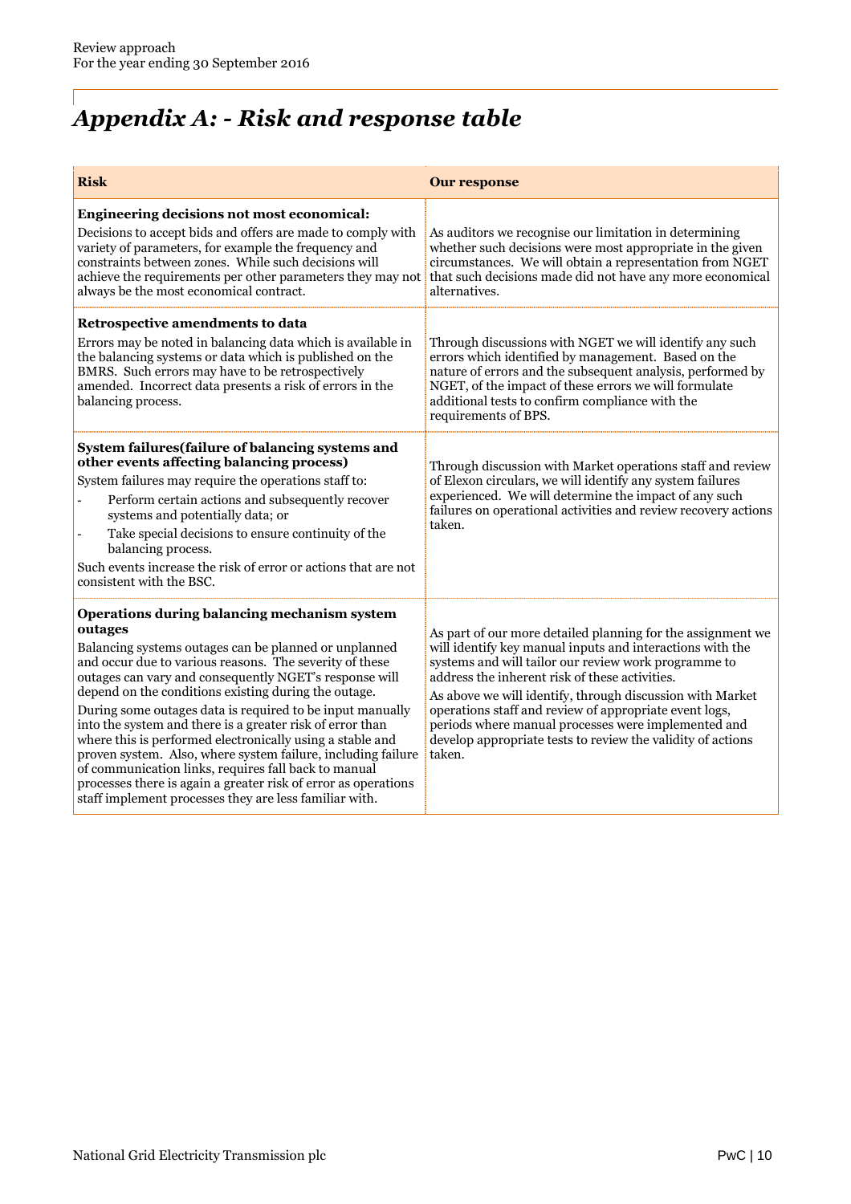# *Appendix A: - Risk and response table*

| Risk | Our response |
|---|---|
| **Engineering decisions not most economical:**<br>Decisions to accept bids and offers are made to comply with variety of parameters, for example the frequency and constraints between zones. While such decisions will achieve the requirements per other parameters they may not always be the most economical contract. | As auditors we recognise our limitation in determining whether such decisions were most appropriate in the given circumstances. We will obtain a representation from NGET that such decisions made did not have any more economical alternatives. |
| **Retrospective amendments to data**<br>Errors may be noted in balancing data which is available in the balancing systems or data which is published on the BMRS. Such errors may have to be retrospectively amended. Incorrect data presents a risk of errors in the balancing process. | Through discussions with NGET we will identify any such errors which identified by management. Based on the nature of errors and the subsequent analysis, performed by NGET, of the impact of these errors we will formulate additional tests to confirm compliance with the requirements of BPS. |
| **System failures(failure of balancing systems and other events affecting balancing process)**<br>System failures may require the operations staff to:<br>- Perform certain actions and subsequently recover systems and potentially data; or<br>- Take special decisions to ensure continuity of the balancing process.<br>Such events increase the risk of error or actions that are not consistent with the BSC. | Through discussion with Market operations staff and review of Elexon circulars, we will identify any system failures experienced. We will determine the impact of any such failures on operational activities and review recovery actions taken. |
| **Operations during balancing mechanism system outages**<br>Balancing systems outages can be planned or unplanned and occur due to various reasons. The severity of these outages can vary and consequently NGET's response will depend on the conditions existing during the outage.<br>During some outages data is required to be input manually into the system and there is a greater risk of error than where this is performed electronically using a stable and proven system. Also, where system failure, including failure of communication links, requires fall back to manual processes there is again a greater risk of error as operations staff implement processes they are less familiar with. | As part of our more detailed planning for the assignment we will identify key manual inputs and interactions with the systems and will tailor our review work programme to address the inherent risk of these activities.<br>As above we will identify, through discussion with Market operations staff and review of appropriate event logs, periods where manual processes were implemented and develop appropriate tests to review the validity of actions taken. |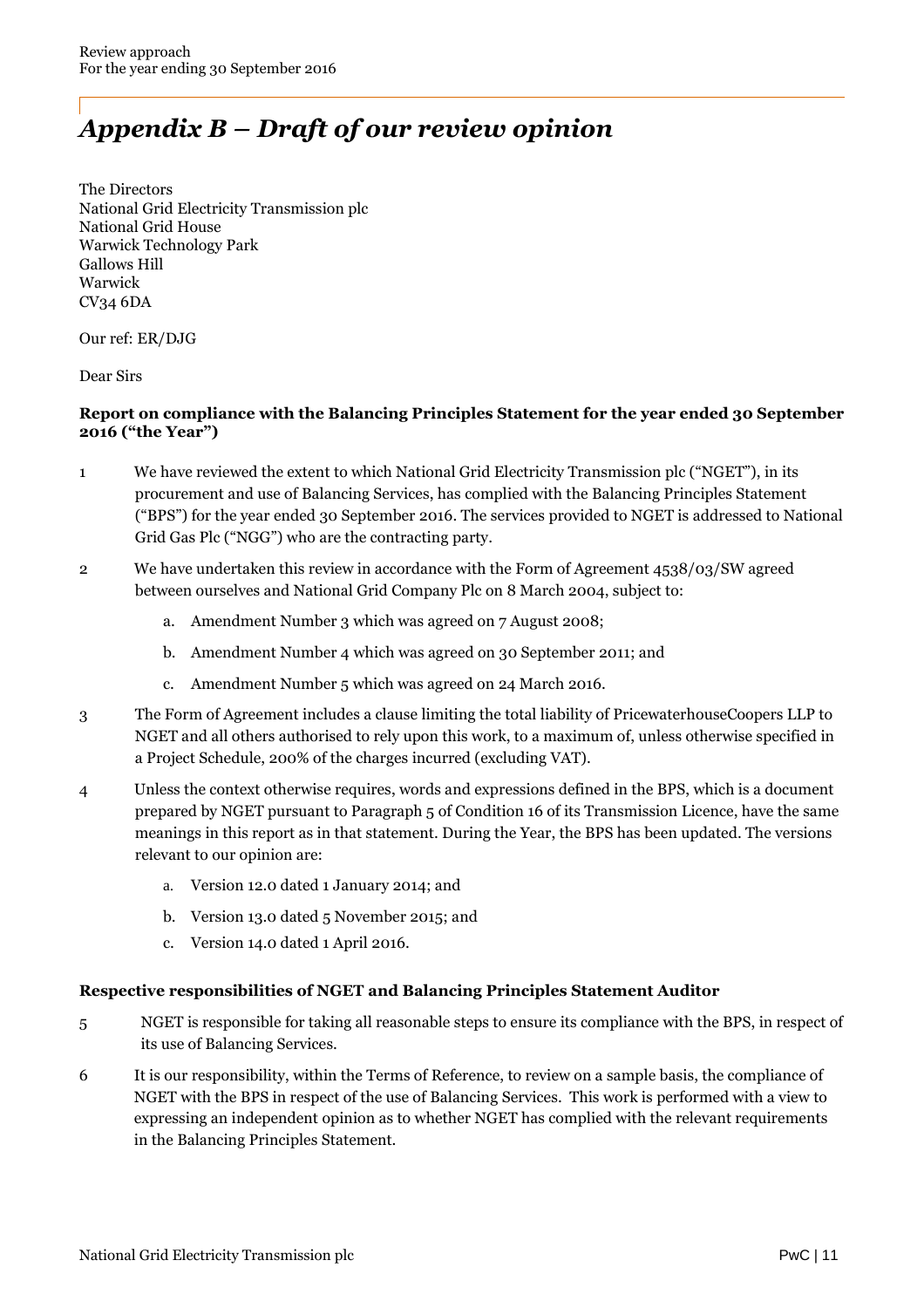# *Appendix B – Draft of our review opinion*

The Directors
National Grid Electricity Transmission plc
National Grid House
Warwick Technology Park
Gallows Hill
Warwick
CV34 6DA

Our ref: ER/DJG

Dear Sirs

**Report on compliance with the Balancing Principles Statement for the year ended 30 September 2016 ("the Year")**

1 We have reviewed the extent to which National Grid Electricity Transmission plc ("NGET"), in its procurement and use of Balancing Services, has complied with the Balancing Principles Statement ("BPS") for the year ended 30 September 2016. The services provided to NGET is addressed to National Grid Gas Plc ("NGG") who are the contracting party.

2 We have undertaken this review in accordance with the Form of Agreement 4538/03/SW agreed between ourselves and National Grid Company Plc on 8 March 2004, subject to:

   a. Amendment Number 3 which was agreed on 7 August 2008;

   b. Amendment Number 4 which was agreed on 30 September 2011; and

   c. Amendment Number 5 which was agreed on 24 March 2016.

3 The Form of Agreement includes a clause limiting the total liability of PricewaterhouseCoopers LLP to NGET and all others authorised to rely upon this work, to a maximum of, unless otherwise specified in a Project Schedule, 200% of the charges incurred (excluding VAT).

4 Unless the context otherwise requires, words and expressions defined in the BPS, which is a document prepared by NGET pursuant to Paragraph 5 of Condition 16 of its Transmission Licence, have the same meanings in this report as in that statement. During the Year, the BPS has been updated. The versions relevant to our opinion are:

   a. Version 12.0 dated 1 January 2014; and

   b. Version 13.0 dated 5 November 2015; and

   c. Version 14.0 dated 1 April 2016.

**Respective responsibilities of NGET and Balancing Principles Statement Auditor**

5 NGET is responsible for taking all reasonable steps to ensure its compliance with the BPS, in respect of its use of Balancing Services.

6 It is our responsibility, within the Terms of Reference, to review on a sample basis, the compliance of NGET with the BPS in respect of the use of Balancing Services. This work is performed with a view to expressing an independent opinion as to whether NGET has complied with the relevant requirements in the Balancing Principles Statement.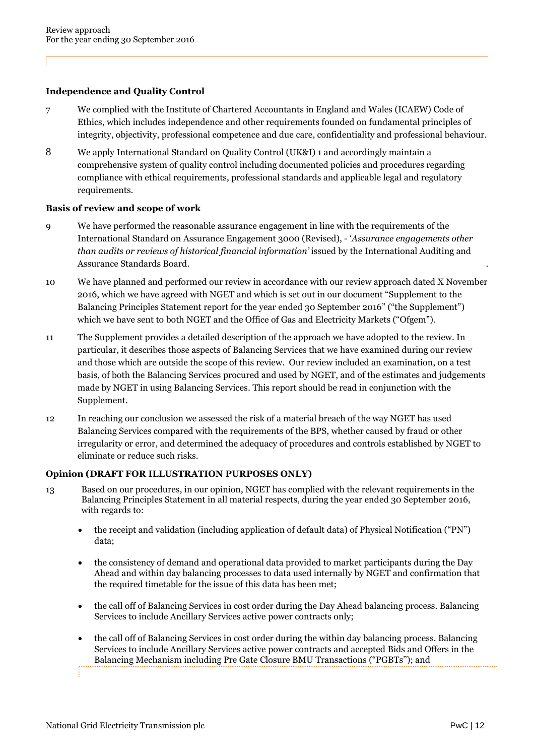**Independence and Quality Control**

7 We complied with the Institute of Chartered Accountants in England and Wales (ICAEW) Code of Ethics, which includes independence and other requirements founded on fundamental principles of integrity, objectivity, professional competence and due care, confidentiality and professional behaviour.

8 We apply International Standard on Quality Control (UK&I) 1 and accordingly maintain a comprehensive system of quality control including documented policies and procedures regarding compliance with ethical requirements, professional standards and applicable legal and regulatory requirements.

**Basis of review and scope of work**

9 We have performed the reasonable assurance engagement in line with the requirements of the International Standard on Assurance Engagement 3000 (Revised), - '*Assurance engagements other than audits or reviews of historical financial information'* issued by the International Auditing and Assurance Standards Board.

10 We have planned and performed our review in accordance with our review approach dated X November 2016, which we have agreed with NGET and which is set out in our document "Supplement to the Balancing Principles Statement report for the year ended 30 September 2016" ("the Supplement") which we have sent to both NGET and the Office of Gas and Electricity Markets ("Ofgem").

11 The Supplement provides a detailed description of the approach we have adopted to the review. In particular, it describes those aspects of Balancing Services that we have examined during our review and those which are outside the scope of this review. Our review included an examination, on a test basis, of both the Balancing Services procured and used by NGET, and of the estimates and judgements made by NGET in using Balancing Services. This report should be read in conjunction with the Supplement.

12 In reaching our conclusion we assessed the risk of a material breach of the way NGET has used Balancing Services compared with the requirements of the BPS, whether caused by fraud or other irregularity or error, and determined the adequacy of procedures and controls established by NGET to eliminate or reduce such risks.

**Opinion (DRAFT FOR ILLUSTRATION PURPOSES ONLY)**

13 Based on our procedures, in our opinion, NGET has complied with the relevant requirements in the Balancing Principles Statement in all material respects, during the year ended 30 September 2016, with regards to:

- the receipt and validation (including application of default data) of Physical Notification ("PN") data;
- the consistency of demand and operational data provided to market participants during the Day Ahead and within day balancing processes to data used internally by NGET and confirmation that the required timetable for the issue of this data has been met;
- the call off of Balancing Services in cost order during the Day Ahead balancing process. Balancing Services to include Ancillary Services active power contracts only;
- the call off of Balancing Services in cost order during the within day balancing process. Balancing Services to include Ancillary Services active power contracts and accepted Bids and Offers in the Balancing Mechanism including Pre Gate Closure BMU Transactions ("PGBTs"); and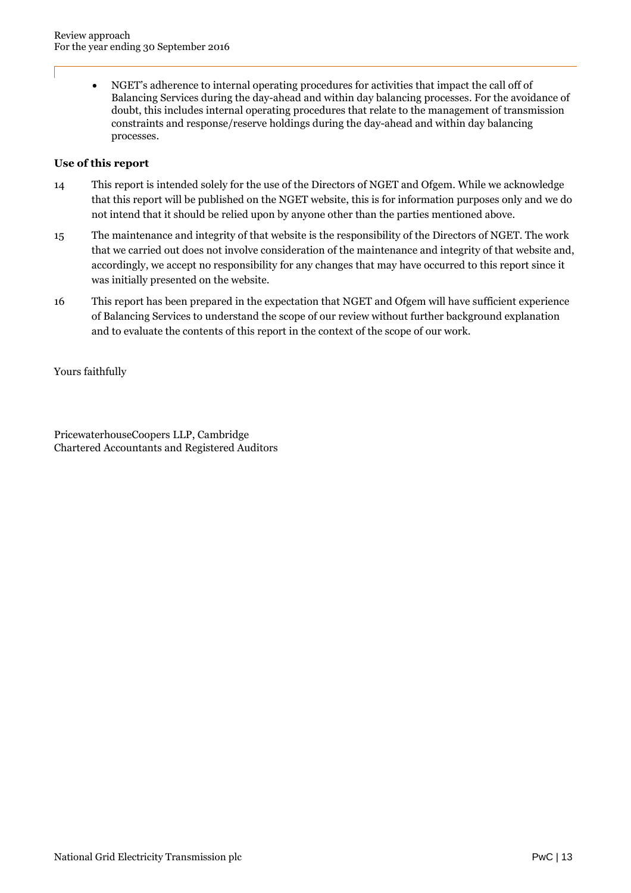- NGET's adherence to internal operating procedures for activities that impact the call off of Balancing Services during the day-ahead and within day balancing processes. For the avoidance of doubt, this includes internal operating procedures that relate to the management of transmission constraints and response/reserve holdings during the day-ahead and within day balancing processes.

**Use of this report**

14 This report is intended solely for the use of the Directors of NGET and Ofgem. While we acknowledge that this report will be published on the NGET website, this is for information purposes only and we do not intend that it should be relied upon by anyone other than the parties mentioned above.

15 The maintenance and integrity of that website is the responsibility of the Directors of NGET. The work that we carried out does not involve consideration of the maintenance and integrity of that website and, accordingly, we accept no responsibility for any changes that may have occurred to this report since it was initially presented on the website.

16 This report has been prepared in the expectation that NGET and Ofgem will have sufficient experience of Balancing Services to understand the scope of our review without further background explanation and to evaluate the contents of this report in the context of the scope of our work.

Yours faithfully

PricewaterhouseCoopers LLP, Cambridge
Chartered Accountants and Registered Auditors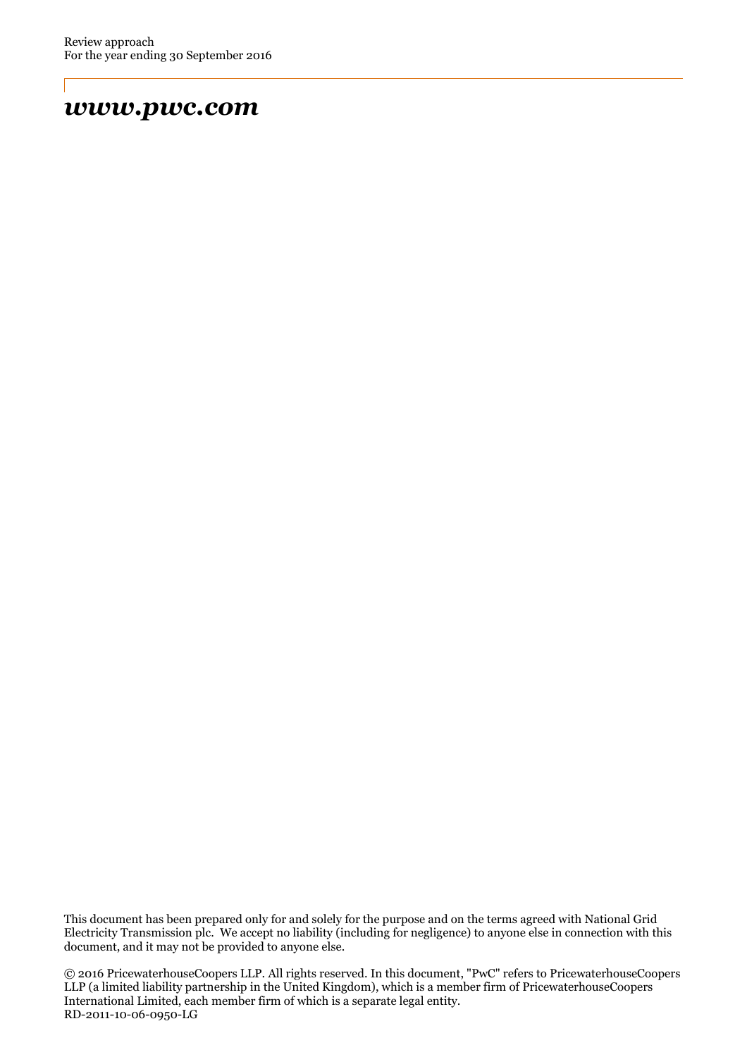# *www.pwc.com*

This document has been prepared only for and solely for the purpose and on the terms agreed with National Grid Electricity Transmission plc. We accept no liability (including for negligence) to anyone else in connection with this document, and it may not be provided to anyone else.

© 2016 PricewaterhouseCoopers LLP. All rights reserved. In this document, "PwC" refers to PricewaterhouseCoopers LLP (a limited liability partnership in the United Kingdom), which is a member firm of PricewaterhouseCoopers International Limited, each member firm of which is a separate legal entity.
RD-2011-10-06-0950-LG